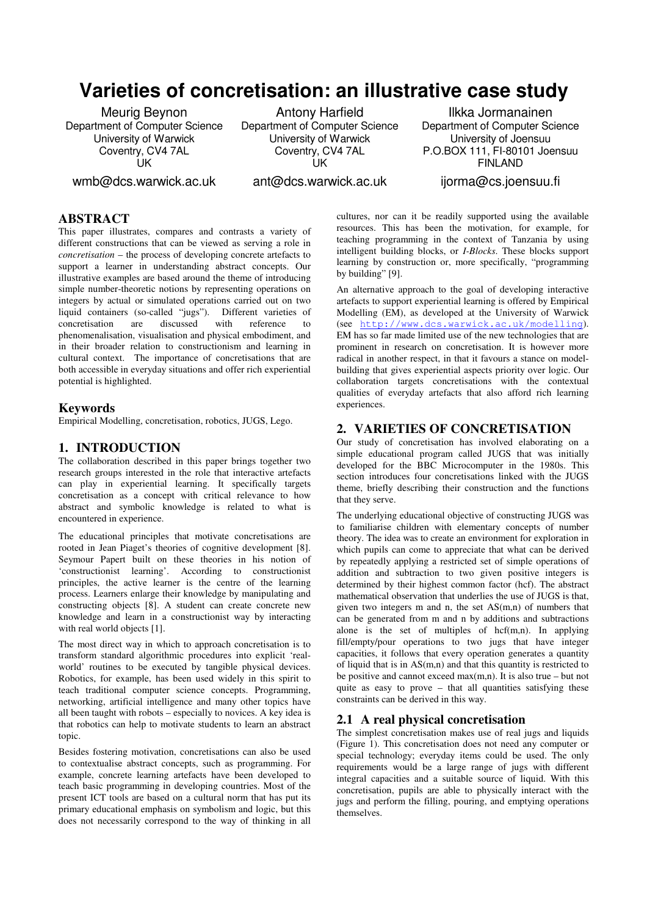# Varieties of concretisation: an illustrative case study

Meurig Beynon
Department of Computer Science
University of Warwick
Coventry, CV4 7AL
UK
wmb@dcs.warwick.ac.uk

Antony Harfield
Department of Computer Science
University of Warwick
Coventry, CV4 7AL
UK
ant@dcs.warwick.ac.uk

Ilkka Jormanainen
Department of Computer Science
University of Joensuu
P.O.BOX 111, FI-80101 Joensuu
FINLAND
ijorma@cs.joensuu.fi

## ABSTRACT

This paper illustrates, compares and contrasts a variety of different constructions that can be viewed as serving a role in *concretisation* – the process of developing concrete artefacts to support a learner in understanding abstract concepts. Our illustrative examples are based around the theme of introducing simple number-theoretic notions by representing operations on integers by actual or simulated operations carried out on two liquid containers (so-called "jugs"). Different varieties of concretisation are discussed with reference to phenomenalisation, visualisation and physical embodiment, and in their broader relation to constructionism and learning in cultural context. The importance of concretisations that are both accessible in everyday situations and offer rich experiential potential is highlighted.

## Keywords

Empirical Modelling, concretisation, robotics, JUGS, Lego.

## 1. INTRODUCTION

The collaboration described in this paper brings together two research groups interested in the role that interactive artefacts can play in experiential learning. It specifically targets concretisation as a concept with critical relevance to how abstract and symbolic knowledge is related to what is encountered in experience.

The educational principles that motivate concretisations are rooted in Jean Piaget's theories of cognitive development [8]. Seymour Papert built on these theories in his notion of 'constructionist learning'. According to constructionist principles, the active learner is the centre of the learning process. Learners enlarge their knowledge by manipulating and constructing objects [8]. A student can create concrete new knowledge and learn in a constructionist way by interacting with real world objects [1].

The most direct way in which to approach concretisation is to transform standard algorithmic procedures into explicit 'real-world' routines to be executed by tangible physical devices. Robotics, for example, has been used widely in this spirit to teach traditional computer science concepts. Programming, networking, artificial intelligence and many other topics have all been taught with robots – especially to novices. A key idea is that robotics can help to motivate students to learn an abstract topic.

Besides fostering motivation, concretisations can also be used to contextualise abstract concepts, such as programming. For example, concrete learning artefacts have been developed to teach basic programming in developing countries. Most of the present ICT tools are based on a cultural norm that has put its primary educational emphasis on symbolism and logic, but this does not necessarily correspond to the way of thinking in all cultures, nor can it be readily supported using the available resources. This has been the motivation, for example, for teaching programming in the context of Tanzania by using intelligent building blocks, or *I-Blocks*. These blocks support learning by construction or, more specifically, "programming by building" [9].

An alternative approach to the goal of developing interactive artefacts to support experiential learning is offered by Empirical Modelling (EM), as developed at the University of Warwick (see http://www.dcs.warwick.ac.uk/modelling). EM has so far made limited use of the new technologies that are prominent in research on concretisation. It is however more radical in another respect, in that it favours a stance on model-building that gives experiential aspects priority over logic. Our collaboration targets concretisations with the contextual qualities of everyday artefacts that also afford rich learning experiences.

## 2. VARIETIES OF CONCRETISATION

Our study of concretisation has involved elaborating on a simple educational program called JUGS that was initially developed for the BBC Microcomputer in the 1980s. This section introduces four concretisations linked with the JUGS theme, briefly describing their construction and the functions that they serve.

The underlying educational objective of constructing JUGS was to familiarise children with elementary concepts of number theory. The idea was to create an environment for exploration in which pupils can come to appreciate that what can be derived by repeatedly applying a restricted set of simple operations of addition and subtraction to two given positive integers is determined by their highest common factor (hcf). The abstract mathematical observation that underlies the use of JUGS is that, given two integers m and n, the set AS(m,n) of numbers that can be generated from m and n by additions and subtractions alone is the set of multiples of hcf(m,n). In applying fill/empty/pour operations to two jugs that have integer capacities, it follows that every operation generates a quantity of liquid that is in AS(m,n) and that this quantity is restricted to be positive and cannot exceed max(m,n). It is also true – but not quite as easy to prove – that all quantities satisfying these constraints can be derived in this way.

### 2.1 A real physical concretisation

The simplest concretisation makes use of real jugs and liquids (Figure 1). This concretisation does not need any computer or special technology; everyday items could be used. The only requirements would be a large range of jugs with different integral capacities and a suitable source of liquid. With this concretisation, pupils are able to physically interact with the jugs and perform the filling, pouring, and emptying operations themselves.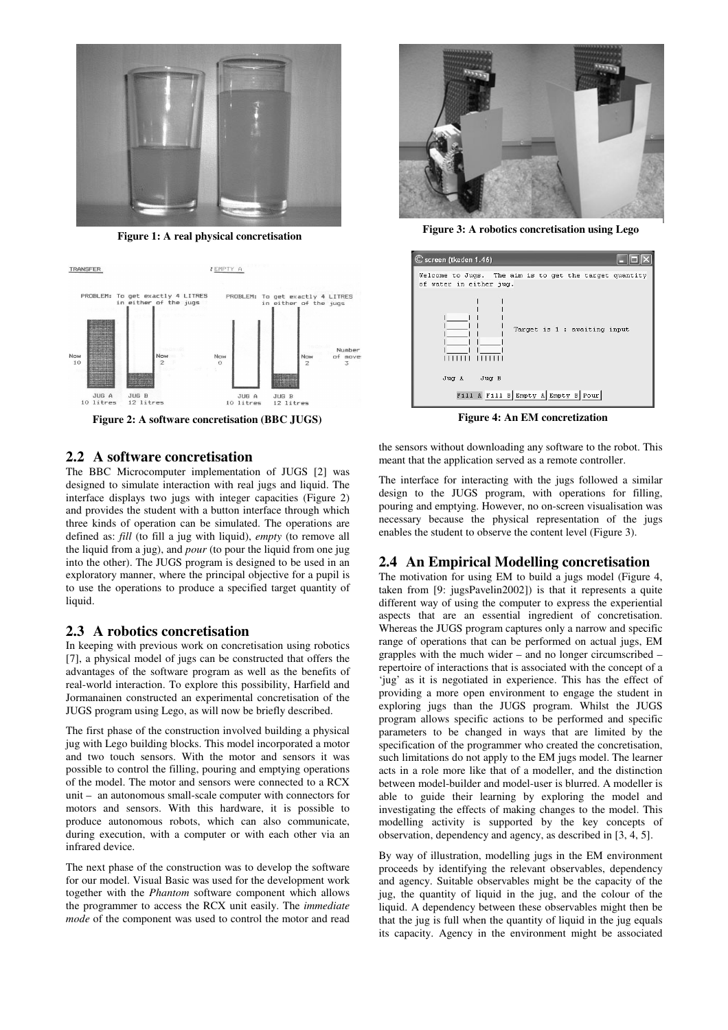Figure 1: A real physical concretisation

TRANSFER

EMPTY A

PROBLEM: To get exactly 4 LITRES in either of the jugs

PROBLEM: To get exactly 4 LITRES in either of the jugs

Now 10

Now 2

Now 0

Now 2

Number of moves 3

JUG A 10 litres

JUG B 12 litres

JUG A 10 litres

JUG B 12 litres

Figure 2: A software concretisation (BBC JUGS)

## 2.2 A software concretisation

The BBC Microcomputer implementation of JUGS [2] was designed to simulate interaction with real jugs and liquid. The interface displays two jugs with integer capacities (Figure 2) and provides the student with a button interface through which three kinds of operation can be simulated. The operations are defined as: *fill* (to fill a jug with liquid), *empty* (to remove all the liquid from a jug), and *pour* (to pour the liquid from one jug into the other). The JUGS program is designed to be used in an exploratory manner, where the principal objective for a pupil is to use the operations to produce a specified target quantity of liquid.

## 2.3 A robotics concretisation

In keeping with previous work on concretisation using robotics [7], a physical model of jugs can be constructed that offers the advantages of the software program as well as the benefits of real-world interaction. To explore this possibility, Harfield and Jormanainen constructed an experimental concretisation of the JUGS program using Lego, as will now be briefly described.

The first phase of the construction involved building a physical jug with Lego building blocks. This model incorporated a motor and two touch sensors. With the motor and sensors it was possible to control the filling, pouring and emptying operations of the model. The motor and sensors were connected to a RCX unit – an autonomous small-scale computer with connectors for motors and sensors. With this hardware, it is possible to produce autonomous robots, which can also communicate, during execution, with a computer or with each other via an infrared device.

The next phase of the construction was to develop the software for our model. Visual Basic was used for the development work together with the *Phantom* software component which allows the programmer to access the RCX unit easily. The *immediate mode* of the component was used to control the motor and read the sensors without downloading any software to the robot. This meant that the application served as a remote controller.

Figure 3: A robotics concretisation using Lego

screen (tkeden 1.46)

Welcome to Jugs. The aim is to get the target quantity of water in either jug.

Target is 1 : awaiting input

Jug A Jug B

Fill A Fill B Empty A Empty B Pour

Figure 4: An EM concretization

The interface for interacting with the jugs followed a similar design to the JUGS program, with operations for filling, pouring and emptying. However, no on-screen visualisation was necessary because the physical representation of the jugs enables the student to observe the content level (Figure 3).

## 2.4 An Empirical Modelling concretisation

The motivation for using EM to build a jugs model (Figure 4, taken from [9: jugsPavelin2002]) is that it represents a quite different way of using the computer to express the experiential aspects that are an essential ingredient of concretisation. Whereas the JUGS program captures only a narrow and specific range of operations that can be performed on actual jugs, EM grapples with the much wider – and no longer circumscribed – repertoire of interactions that is associated with the concept of a 'jug' as it is negotiated in experience. This has the effect of providing a more open environment to engage the student in exploring jugs than the JUGS program. Whilst the JUGS program allows specific actions to be performed and specific parameters to be changed in ways that are limited by the specification of the programmer who created the concretisation, such limitations do not apply to the EM jugs model. The learner acts in a role more like that of a modeller, and the distinction between model-builder and model-user is blurred. A modeller is able to guide their learning by exploring the model and investigating the effects of making changes to the model. This modelling activity is supported by the key concepts of observation, dependency and agency, as described in [3, 4, 5].

By way of illustration, modelling jugs in the EM environment proceeds by identifying the relevant observables, dependency and agency. Suitable observables might be the capacity of the jug, the quantity of liquid in the jug, and the colour of the liquid. A dependency between these observables might then be that the jug is full when the quantity of liquid in the jug equals its capacity. Agency in the environment might be associated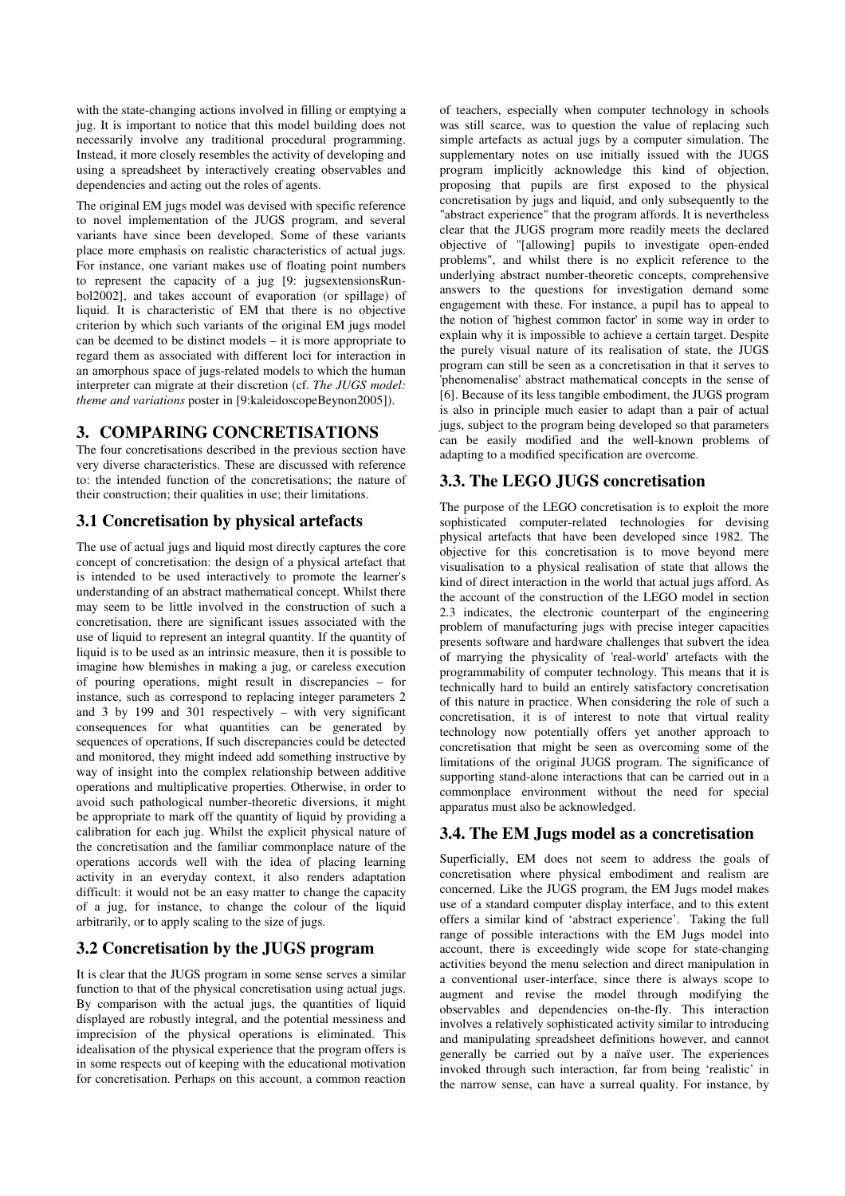with the state-changing actions involved in filling or emptying a jug. It is important to notice that this model building does not necessarily involve any traditional procedural programming. Instead, it more closely resembles the activity of developing and using a spreadsheet by interactively creating observables and dependencies and acting out the roles of agents.

The original EM jugs model was devised with specific reference to novel implementation of the JUGS program, and several variants have since been developed. Some of these variants place more emphasis on realistic characteristics of actual jugs. For instance, one variant makes use of floating point numbers to represent the capacity of a jug [9: jugsextensionsRunbol2002], and takes account of evaporation (or spillage) of liquid. It is characteristic of EM that there is no objective criterion by which such variants of the original EM jugs model can be deemed to be distinct models – it is more appropriate to regard them as associated with different loci for interaction in an amorphous space of jugs-related models to which the human interpreter can migrate at their discretion (cf. *The JUGS model: theme and variations* poster in [9:kaleidoscopeBeynon2005]).

## 3. COMPARING CONCRETISATIONS

The four concretisations described in the previous section have very diverse characteristics. These are discussed with reference to: the intended function of the concretisations; the nature of their construction; their qualities in use; their limitations.

### 3.1 Concretisation by physical artefacts

The use of actual jugs and liquid most directly captures the core concept of concretisation: the design of a physical artefact that is intended to be used interactively to promote the learner's understanding of an abstract mathematical concept. Whilst there may seem to be little involved in the construction of such a concretisation, there are significant issues associated with the use of liquid to represent an integral quantity. If the quantity of liquid is to be used as an intrinsic measure, then it is possible to imagine how blemishes in making a jug, or careless execution of pouring operations, might result in discrepancies – for instance, such as correspond to replacing integer parameters 2 and 3 by 199 and 301 respectively – with very significant consequences for what quantities can be generated by sequences of operations, If such discrepancies could be detected and monitored, they might indeed add something instructive by way of insight into the complex relationship between additive operations and multiplicative properties. Otherwise, in order to avoid such pathological number-theoretic diversions, it might be appropriate to mark off the quantity of liquid by providing a calibration for each jug. Whilst the explicit physical nature of the concretisation and the familiar commonplace nature of the operations accords well with the idea of placing learning activity in an everyday context, it also renders adaptation difficult: it would not be an easy matter to change the capacity of a jug, for instance, to change the colour of the liquid arbitrarily, or to apply scaling to the size of jugs.

### 3.2 Concretisation by the JUGS program

It is clear that the JUGS program in some sense serves a similar function to that of the physical concretisation using actual jugs. By comparison with the actual jugs, the quantities of liquid displayed are robustly integral, and the potential messiness and imprecision of the physical operations is eliminated. This idealisation of the physical experience that the program offers is in some respects out of keeping with the educational motivation for concretisation. Perhaps on this account, a common reaction of teachers, especially when computer technology in schools was still scarce, was to question the value of replacing such simple artefacts as actual jugs by a computer simulation. The supplementary notes on use initially issued with the JUGS program implicitly acknowledge this kind of objection, proposing that pupils are first exposed to the physical concretisation by jugs and liquid, and only subsequently to the "abstract experience" that the program affords. It is nevertheless clear that the JUGS program more readily meets the declared objective of "[allowing] pupils to investigate open-ended problems", and whilst there is no explicit reference to the underlying abstract number-theoretic concepts, comprehensive answers to the questions for investigation demand some engagement with these. For instance, a pupil has to appeal to the notion of 'highest common factor' in some way in order to explain why it is impossible to achieve a certain target. Despite the purely visual nature of its realisation of state, the JUGS program can still be seen as a concretisation in that it serves to 'phenomenalise' abstract mathematical concepts in the sense of [6]. Because of its less tangible embodiment, the JUGS program is also in principle much easier to adapt than a pair of actual jugs, subject to the program being developed so that parameters can be easily modified and the well-known problems of adapting to a modified specification are overcome.

### 3.3. The LEGO JUGS concretisation

The purpose of the LEGO concretisation is to exploit the more sophisticated computer-related technologies for devising physical artefacts that have been developed since 1982. The objective for this concretisation is to move beyond mere visualisation to a physical realisation of state that allows the kind of direct interaction in the world that actual jugs afford. As the account of the construction of the LEGO model in section 2.3 indicates, the electronic counterpart of the engineering problem of manufacturing jugs with precise integer capacities presents software and hardware challenges that subvert the idea of marrying the physicality of 'real-world' artefacts with the programmability of computer technology. This means that it is technically hard to build an entirely satisfactory concretisation of this nature in practice. When considering the role of such a concretisation, it is of interest to note that virtual reality technology now potentially offers yet another approach to concretisation that might be seen as overcoming some of the limitations of the original JUGS program. The significance of supporting stand-alone interactions that can be carried out in a commonplace environment without the need for special apparatus must also be acknowledged.

### 3.4. The EM Jugs model as a concretisation

Superficially, EM does not seem to address the goals of concretisation where physical embodiment and realism are concerned. Like the JUGS program, the EM Jugs model makes use of a standard computer display interface, and to this extent offers a similar kind of 'abstract experience'. Taking the full range of possible interactions with the EM Jugs model into account, there is exceedingly wide scope for state-changing activities beyond the menu selection and direct manipulation in a conventional user-interface, since there is always scope to augment and revise the model through modifying the observables and dependencies on-the-fly. This interaction involves a relatively sophisticated activity similar to introducing and manipulating spreadsheet definitions however, and cannot generally be carried out by a naïve user. The experiences invoked through such interaction, far from being 'realistic' in the narrow sense, can have a surreal quality. For instance, by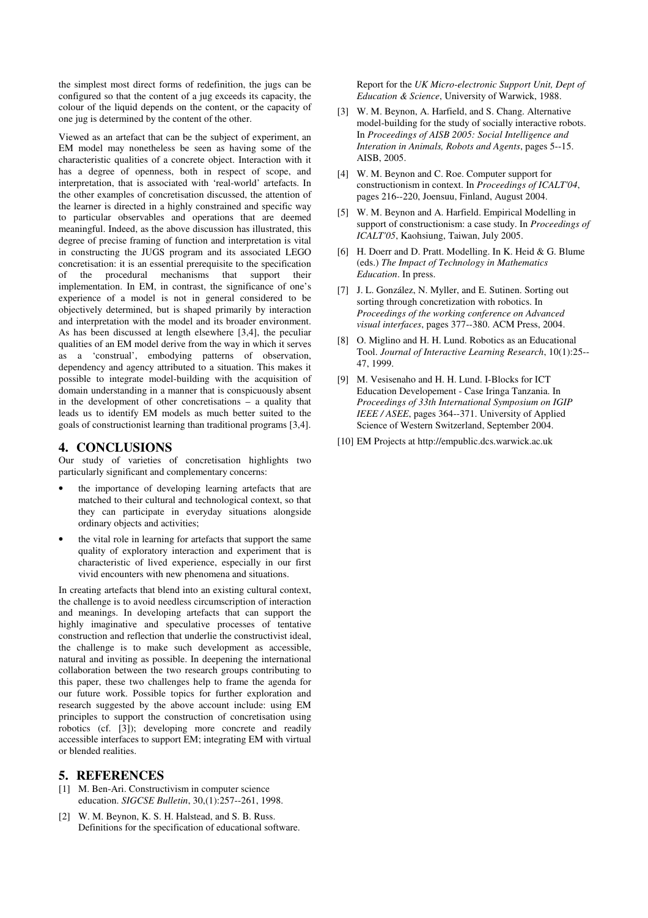the simplest most direct forms of redefinition, the jugs can be configured so that the content of a jug exceeds its capacity, the colour of the liquid depends on the content, or the capacity of one jug is determined by the content of the other.

Viewed as an artefact that can be the subject of experiment, an EM model may nonetheless be seen as having some of the characteristic qualities of a concrete object. Interaction with it has a degree of openness, both in respect of scope, and interpretation, that is associated with 'real-world' artefacts. In the other examples of concretisation discussed, the attention of the learner is directed in a highly constrained and specific way to particular observables and operations that are deemed meaningful. Indeed, as the above discussion has illustrated, this degree of precise framing of function and interpretation is vital in constructing the JUGS program and its associated LEGO concretisation: it is an essential prerequisite to the specification of the procedural mechanisms that support their implementation. In EM, in contrast, the significance of one's experience of a model is not in general considered to be objectively determined, but is shaped primarily by interaction and interpretation with the model and its broader environment. As has been discussed at length elsewhere [3,4], the peculiar qualities of an EM model derive from the way in which it serves as a 'construal', embodying patterns of observation, dependency and agency attributed to a situation. This makes it possible to integrate model-building with the acquisition of domain understanding in a manner that is conspicuously absent in the development of other concretisations – a quality that leads us to identify EM models as much better suited to the goals of constructionist learning than traditional programs [3,4].

## 4. CONCLUSIONS

Our study of varieties of concretisation highlights two particularly significant and complementary concerns:

- the importance of developing learning artefacts that are matched to their cultural and technological context, so that they can participate in everyday situations alongside ordinary objects and activities;
- the vital role in learning for artefacts that support the same quality of exploratory interaction and experiment that is characteristic of lived experience, especially in our first vivid encounters with new phenomena and situations.

In creating artefacts that blend into an existing cultural context, the challenge is to avoid needless circumscription of interaction and meanings. In developing artefacts that can support the highly imaginative and speculative processes of tentative construction and reflection that underlie the constructivist ideal, the challenge is to make such development as accessible, natural and inviting as possible. In deepening the international collaboration between the two research groups contributing to this paper, these two challenges help to frame the agenda for our future work. Possible topics for further exploration and research suggested by the above account include: using EM principles to support the construction of concretisation using robotics (cf. [3]); developing more concrete and readily accessible interfaces to support EM; integrating EM with virtual or blended realities.

## 5. REFERENCES

[1] M. Ben-Ari. Constructivism in computer science education. *SIGCSE Bulletin*, 30,(1):257--261, 1998.

[2] W. M. Beynon, K. S. H. Halstead, and S. B. Russ. Definitions for the specification of educational software. Report for the *UK Micro-electronic Support Unit, Dept of Education & Science*, University of Warwick, 1988.

[3] W. M. Beynon, A. Harfield, and S. Chang. Alternative model-building for the study of socially interactive robots. In *Proceedings of AISB 2005: Social Intelligence and Interation in Animals, Robots and Agents*, pages 5--15. AISB, 2005.

[4] W. M. Beynon and C. Roe. Computer support for constructionism in context. In *Proceedings of ICALT'04*, pages 216--220, Joensuu, Finland, August 2004.

[5] W. M. Beynon and A. Harfield. Empirical Modelling in support of constructionism: a case study. In *Proceedings of ICALT'05*, Kaohsiung, Taiwan, July 2005.

[6] H. Doerr and D. Pratt. Modelling. In K. Heid & G. Blume (eds.) *The Impact of Technology in Mathematics Education*. In press.

[7] J. L. González, N. Myller, and E. Sutinen. Sorting out sorting through concretization with robotics. In *Proceedings of the working conference on Advanced visual interfaces*, pages 377--380. ACM Press, 2004.

[8] O. Miglino and H. H. Lund. Robotics as an Educational Tool. *Journal of Interactive Learning Research*, 10(1):25--47, 1999.

[9] M. Vesisenaho and H. H. Lund. I-Blocks for ICT Education Developement - Case Iringa Tanzania. In *Proceedings of 33th International Symposium on IGIP IEEE / ASEE*, pages 364--371. University of Applied Science of Western Switzerland, September 2004.

[10] EM Projects at http://empublic.dcs.warwick.ac.uk